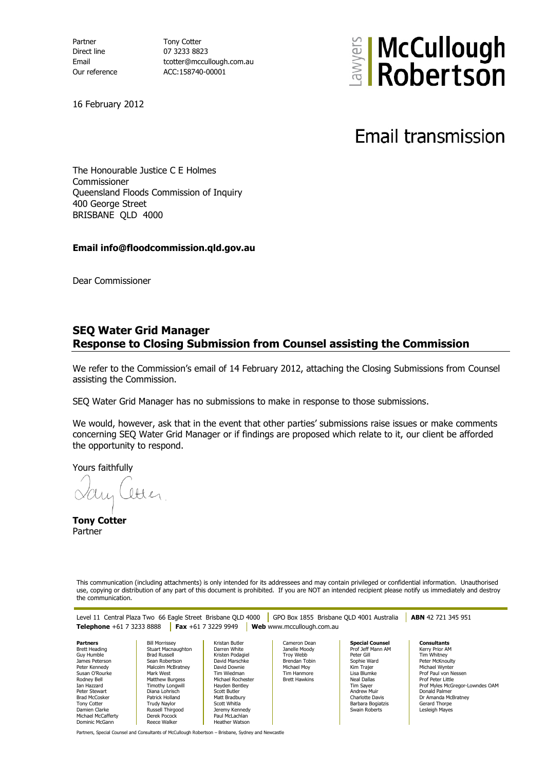| | |
|---|---|
| Partner | Tony Cotter |
| Direct line | 07 3233 8823 |
| Email | tcotter@mccullough.com.au |
| Our reference | ACC:158740-00001 |

Lawyers **McCullough Robertson**

16 February 2012

# Email transmission

The Honourable Justice C E Holmes
Commissioner
Queensland Floods Commission of Inquiry
400 George Street
BRISBANE QLD 4000

**Email info@floodcommission.qld.gov.au**

Dear Commissioner

## SEQ Water Grid Manager
## Response to Closing Submission from Counsel assisting the Commission

We refer to the Commission's email of 14 February 2012, attaching the Closing Submissions from Counsel assisting the Commission.

SEQ Water Grid Manager has no submissions to make in response to those submissions.

We would, however, ask that in the event that other parties' submissions raise issues or make comments concerning SEQ Water Grid Manager or if findings are proposed which relate to it, our client be afforded the opportunity to respond.

Yours faithfully

**Tony Cotter**
Partner

This communication (including attachments) is only intended for its addressees and may contain privileged or confidential information. Unauthorised use, copying or distribution of any part of this document is prohibited. If you are NOT an intended recipient please notify us immediately and destroy the communication.

Level 11 Central Plaza Two 66 Eagle Street Brisbane QLD 4000 | GPO Box 1855 Brisbane QLD 4001 Australia | **ABN** 42 721 345 951
**Telephone** +61 7 3233 8888 | **Fax** +61 7 3229 9949 | **Web** www.mccullough.com.au

**Partners**
Brett Heading, Guy Humble, James Peterson, Peter Kennedy, Susan O'Rourke, Rodney Bell, Ian Hazzard, Peter Stewart, Brad McCosker, Tony Cotter, Damien Clarke, Michael McCafferty, Dominic McGann, Bill Morrissey, Stuart Macnaughton, Brad Russell, Sean Robertson, Malcolm McBratney, Mark West, Matthew Burgess, Timothy Longwill, Diana Lohrisch, Patrick Holland, Trudy Naylor, Russell Thirgood, Derek Pocock, Reece Walker, Kristan Butler, Darren White, Kristen Podagiel, David Marschke, David Downie, Tim Wiedman, Michael Rochester, Hayden Bentley, Scott Butler, Matt Bradbury, Scott Whitla, Jeremy Kennedy, Paul McLachlan, Heather Watson, Cameron Dean, Janelle Moody, Troy Webb, Brendan Tobin, Michael Moy, Tim Hanmore, Brett Hawkins

**Special Counsel**
Prof Jeff Mann AM, Peter Gill, Sophie Ward, Kim Trajer, Lisa Blumke, Neal Dallas, Tim Sayer, Andrew Muir, Charlotte Davis, Barbara Bogiatzis, Swain Roberts

**Consultants**
Kerry Prior AM, Tim Whitney, Peter McKnoulty, Michael Wynter, Prof Paul von Nessen, Prof Peter Little, Prof Myles McGregor-Lowndes OAM, Donald Palmer, Dr Amanda McBratney, Gerard Thorpe, Lesleigh Mayes

Partners, Special Counsel and Consultants of McCullough Robertson – Brisbane, Sydney and Newcastle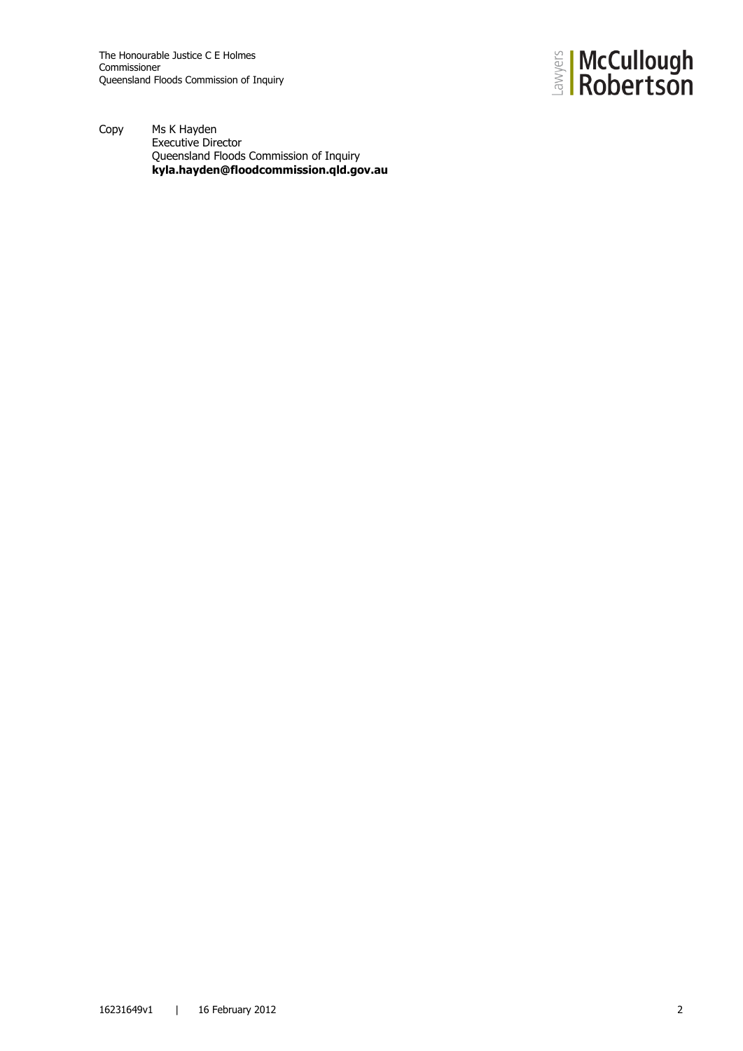The Honourable Justice C E Holmes
Commissioner
Queensland Floods Commission of Inquiry

Copy Ms K Hayden
Executive Director
Queensland Floods Commission of Inquiry
**kyla.hayden@floodcommission.qld.gov.au**